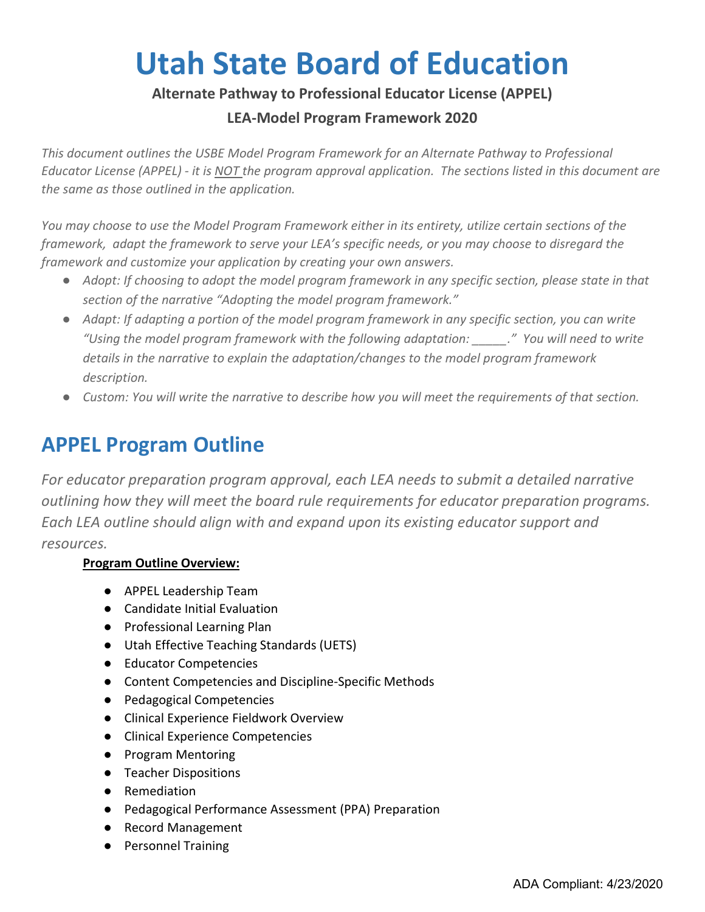# Utah State Board of Education

**Alternate Pathway to Professional Educator License (APPEL)**

**LEA-Model Program Framework 2020**

*This document outlines the USBE Model Program Framework for an Alternate Pathway to Professional Educator License (APPEL) - it is NOT the program approval application. The sections listed in this document are the same as those outlined in the application.*

*You may choose to use the Model Program Framework either in its entirety, utilize certain sections of the framework, adapt the framework to serve your LEA's specific needs, or you may choose to disregard the framework and customize your application by creating your own answers.*

- *Adopt: If choosing to adopt the model program framework in any specific section, please state in that section of the narrative "Adopting the model program framework."*
- *Adapt: If adapting a portion of the model program framework in any specific section, you can write "Using the model program framework with the following adaptation: _____." You will need to write details in the narrative to explain the adaptation/changes to the model program framework description.*
- *Custom: You will write the narrative to describe how you will meet the requirements of that section.*

## APPEL Program Outline

*For educator preparation program approval, each LEA needs to submit a detailed narrative outlining how they will meet the board rule requirements for educator preparation programs. Each LEA outline should align with and expand upon its existing educator support and resources.*

**Program Outline Overview:**

- APPEL Leadership Team
- Candidate Initial Evaluation
- Professional Learning Plan
- Utah Effective Teaching Standards (UETS)
- Educator Competencies
- Content Competencies and Discipline-Specific Methods
- Pedagogical Competencies
- Clinical Experience Fieldwork Overview
- Clinical Experience Competencies
- Program Mentoring
- Teacher Dispositions
- Remediation
- Pedagogical Performance Assessment (PPA) Preparation
- Record Management
- Personnel Training

ADA Compliant: 4/23/2020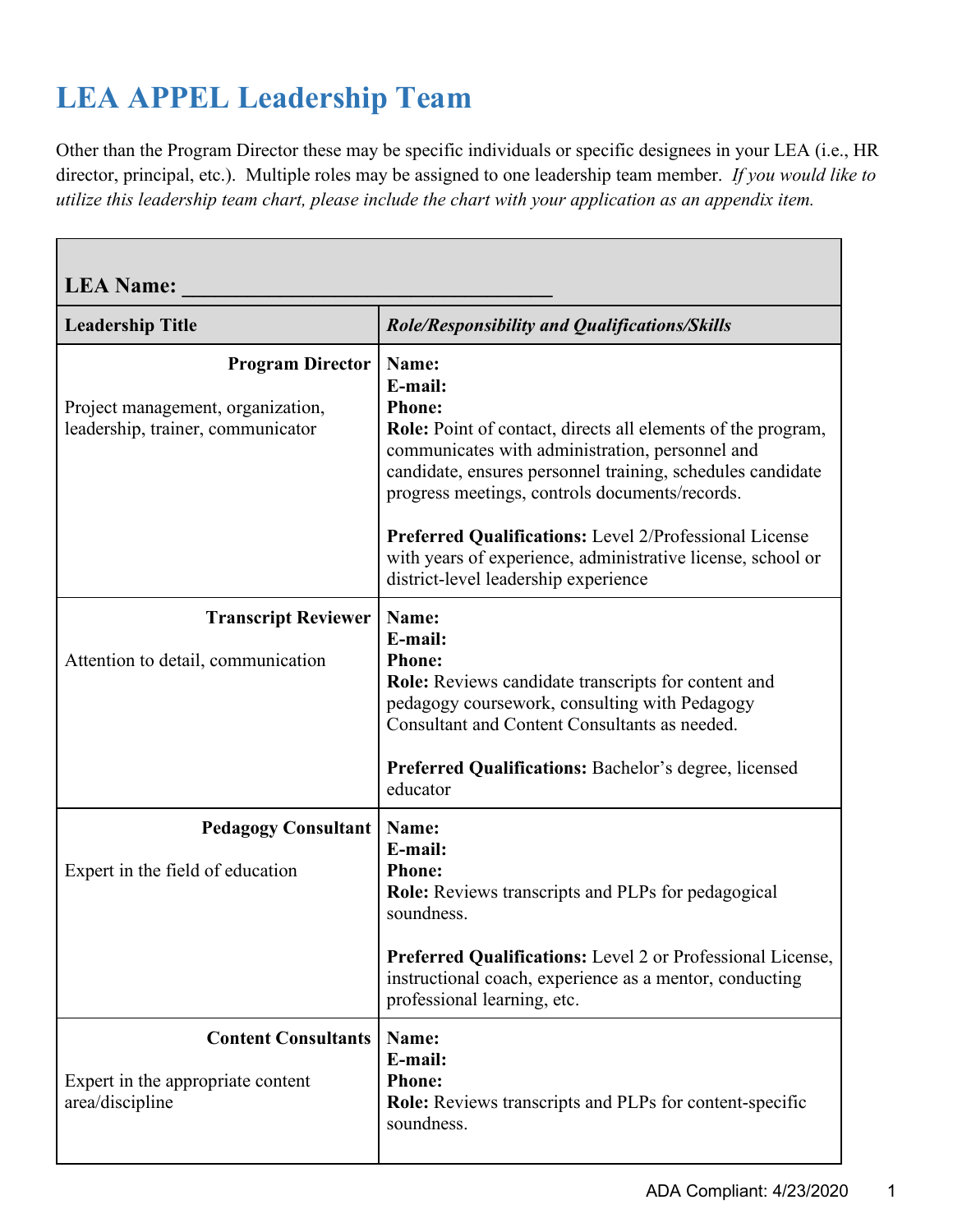# LEA APPEL Leadership Team

Other than the Program Director these may be specific individuals or specific designees in your LEA (i.e., HR director, principal, etc.). Multiple roles may be assigned to one leadership team member. *If you would like to utilize this leadership team chart, please include the chart with your application as an appendix item.*

| **LEA Name: ________________________________** | |
|---|---|
| **Leadership Title** | ***Role/Responsibility and Qualifications/Skills*** |
| **Program Director**<br><br>Project management, organization, leadership, trainer, communicator | **Name:**<br>**E-mail:**<br>**Phone:**<br>**Role:** Point of contact, directs all elements of the program, communicates with administration, personnel and candidate, ensures personnel training, schedules candidate progress meetings, controls documents/records.<br><br>**Preferred Qualifications:** Level 2/Professional License with years of experience, administrative license, school or district-level leadership experience |
| **Transcript Reviewer**<br><br>Attention to detail, communication | **Name:**<br>**E-mail:**<br>**Phone:**<br>**Role:** Reviews candidate transcripts for content and pedagogy coursework, consulting with Pedagogy Consultant and Content Consultants as needed.<br><br>**Preferred Qualifications:** Bachelor's degree, licensed educator |
| **Pedagogy Consultant**<br><br>Expert in the field of education | **Name:**<br>**E-mail:**<br>**Phone:**<br>**Role:** Reviews transcripts and PLPs for pedagogical soundness.<br><br>**Preferred Qualifications:** Level 2 or Professional License, instructional coach, experience as a mentor, conducting professional learning, etc. |
| **Content Consultants**<br><br>Expert in the appropriate content area/discipline | **Name:**<br>**E-mail:**<br>**Phone:**<br>**Role:** Reviews transcripts and PLPs for content-specific soundness. |

ADA Compliant: 4/23/2020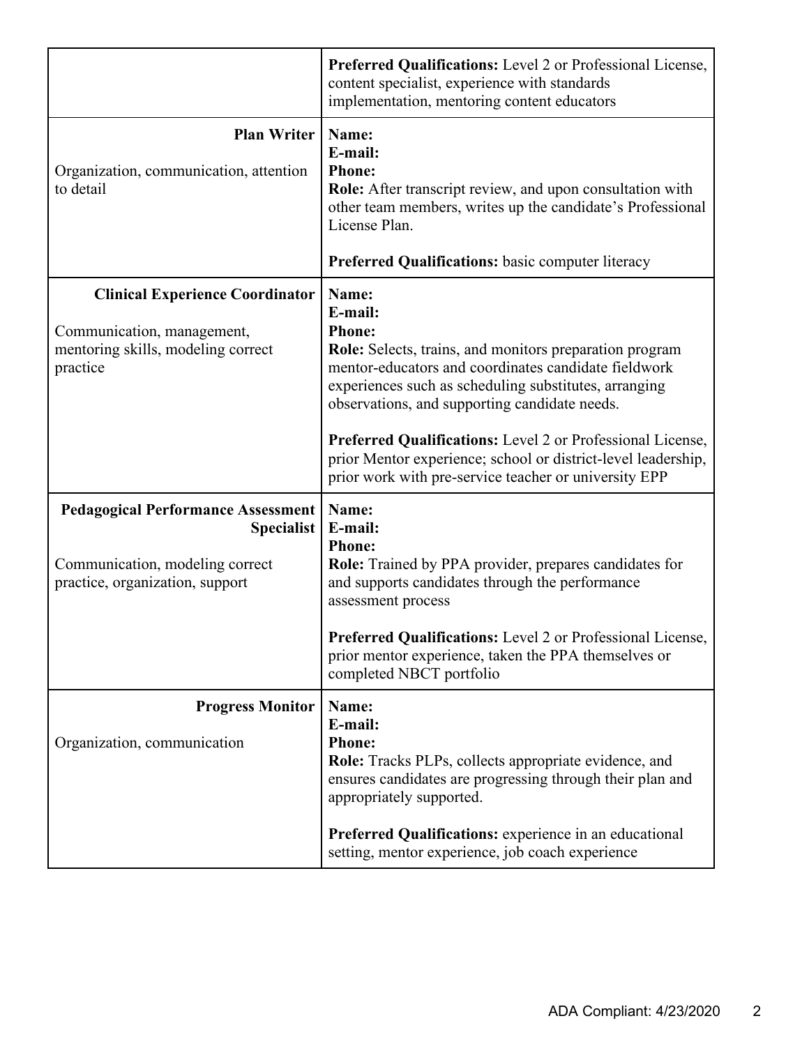| | |
|---|---|
| | **Preferred Qualifications:** Level 2 or Professional License, content specialist, experience with standards implementation, mentoring content educators |
| **Plan Writer**<br><br>Organization, communication, attention to detail | **Name:**<br>**E-mail:**<br>**Phone:**<br>**Role:** After transcript review, and upon consultation with other team members, writes up the candidate's Professional License Plan.<br><br>**Preferred Qualifications:** basic computer literacy |
| **Clinical Experience Coordinator**<br><br>Communication, management, mentoring skills, modeling correct practice | **Name:**<br>**E-mail:**<br>**Phone:**<br>**Role:** Selects, trains, and monitors preparation program mentor-educators and coordinates candidate fieldwork experiences such as scheduling substitutes, arranging observations, and supporting candidate needs.<br><br>**Preferred Qualifications:** Level 2 or Professional License, prior Mentor experience; school or district-level leadership, prior work with pre-service teacher or university EPP |
| **Pedagogical Performance Assessment Specialist**<br><br>Communication, modeling correct practice, organization, support | **Name:**<br>**E-mail:**<br>**Phone:**<br>**Role:** Trained by PPA provider, prepares candidates for and supports candidates through the performance assessment process<br><br>**Preferred Qualifications:** Level 2 or Professional License, prior mentor experience, taken the PPA themselves or completed NBCT portfolio |
| **Progress Monitor**<br><br>Organization, communication | **Name:**<br>**E-mail:**<br>**Phone:**<br>**Role:** Tracks PLPs, collects appropriate evidence, and ensures candidates are progressing through their plan and appropriately supported.<br><br>**Preferred Qualifications:** experience in an educational setting, mentor experience, job coach experience |

ADA Compliant: 4/23/2020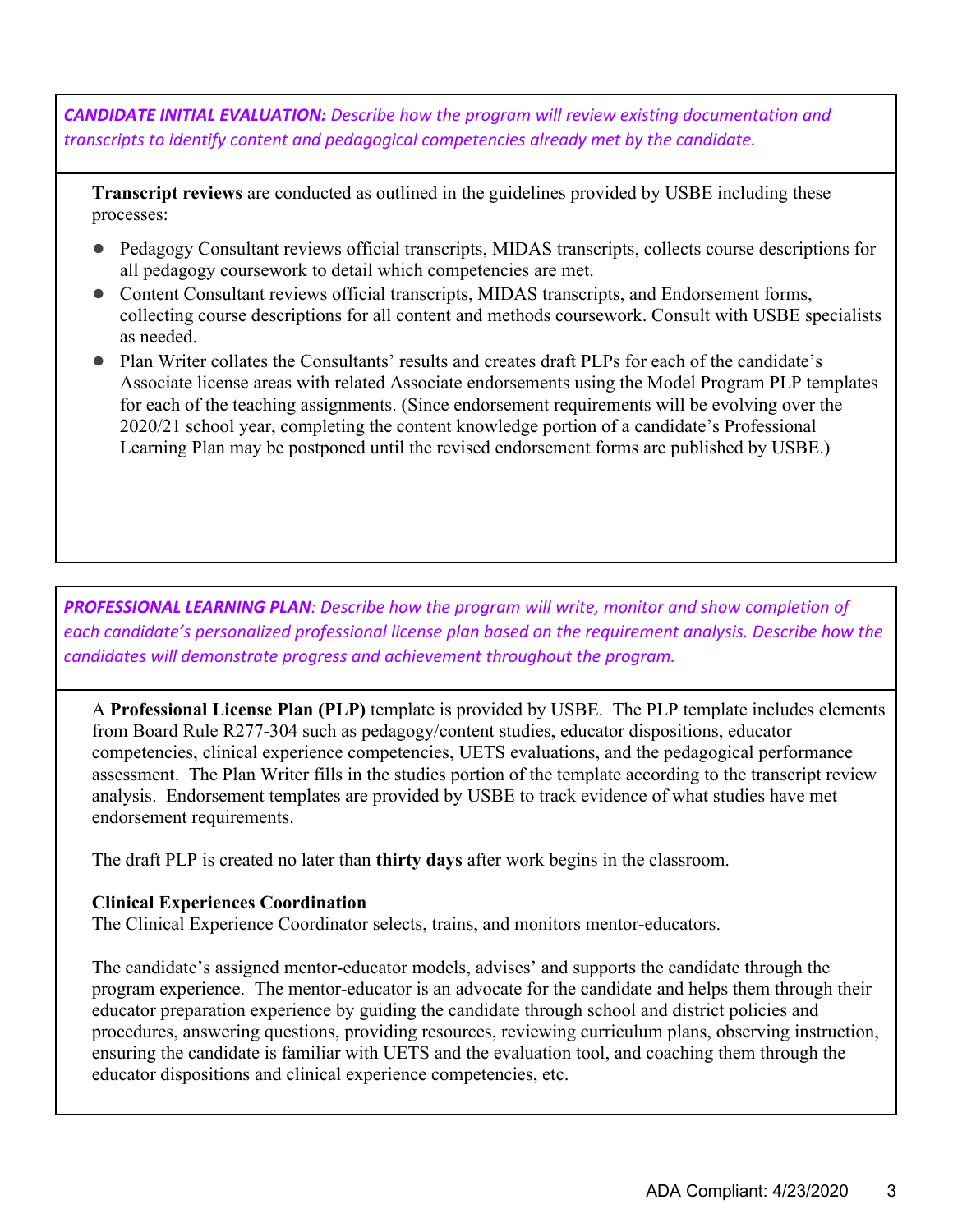***CANDIDATE INITIAL EVALUATION:*** *Describe how the program will review existing documentation and transcripts to identify content and pedagogical competencies already met by the candidate.*

**Transcript reviews** are conducted as outlined in the guidelines provided by USBE including these processes:

- Pedagogy Consultant reviews official transcripts, MIDAS transcripts, collects course descriptions for all pedagogy coursework to detail which competencies are met.
- Content Consultant reviews official transcripts, MIDAS transcripts, and Endorsement forms, collecting course descriptions for all content and methods coursework. Consult with USBE specialists as needed.
- Plan Writer collates the Consultants' results and creates draft PLPs for each of the candidate's Associate license areas with related Associate endorsements using the Model Program PLP templates for each of the teaching assignments. (Since endorsement requirements will be evolving over the 2020/21 school year, completing the content knowledge portion of a candidate's Professional Learning Plan may be postponed until the revised endorsement forms are published by USBE.)

***PROFESSIONAL LEARNING PLAN****: Describe how the program will write, monitor and show completion of each candidate's personalized professional license plan based on the requirement analysis. Describe how the candidates will demonstrate progress and achievement throughout the program.*

A **Professional License Plan (PLP)** template is provided by USBE. The PLP template includes elements from Board Rule R277-304 such as pedagogy/content studies, educator dispositions, educator competencies, clinical experience competencies, UETS evaluations, and the pedagogical performance assessment. The Plan Writer fills in the studies portion of the template according to the transcript review analysis. Endorsement templates are provided by USBE to track evidence of what studies have met endorsement requirements.

The draft PLP is created no later than **thirty days** after work begins in the classroom.

**Clinical Experiences Coordination**
The Clinical Experience Coordinator selects, trains, and monitors mentor-educators.

The candidate's assigned mentor-educator models, advises' and supports the candidate through the program experience. The mentor-educator is an advocate for the candidate and helps them through their educator preparation experience by guiding the candidate through school and district policies and procedures, answering questions, providing resources, reviewing curriculum plans, observing instruction, ensuring the candidate is familiar with UETS and the evaluation tool, and coaching them through the educator dispositions and clinical experience competencies, etc.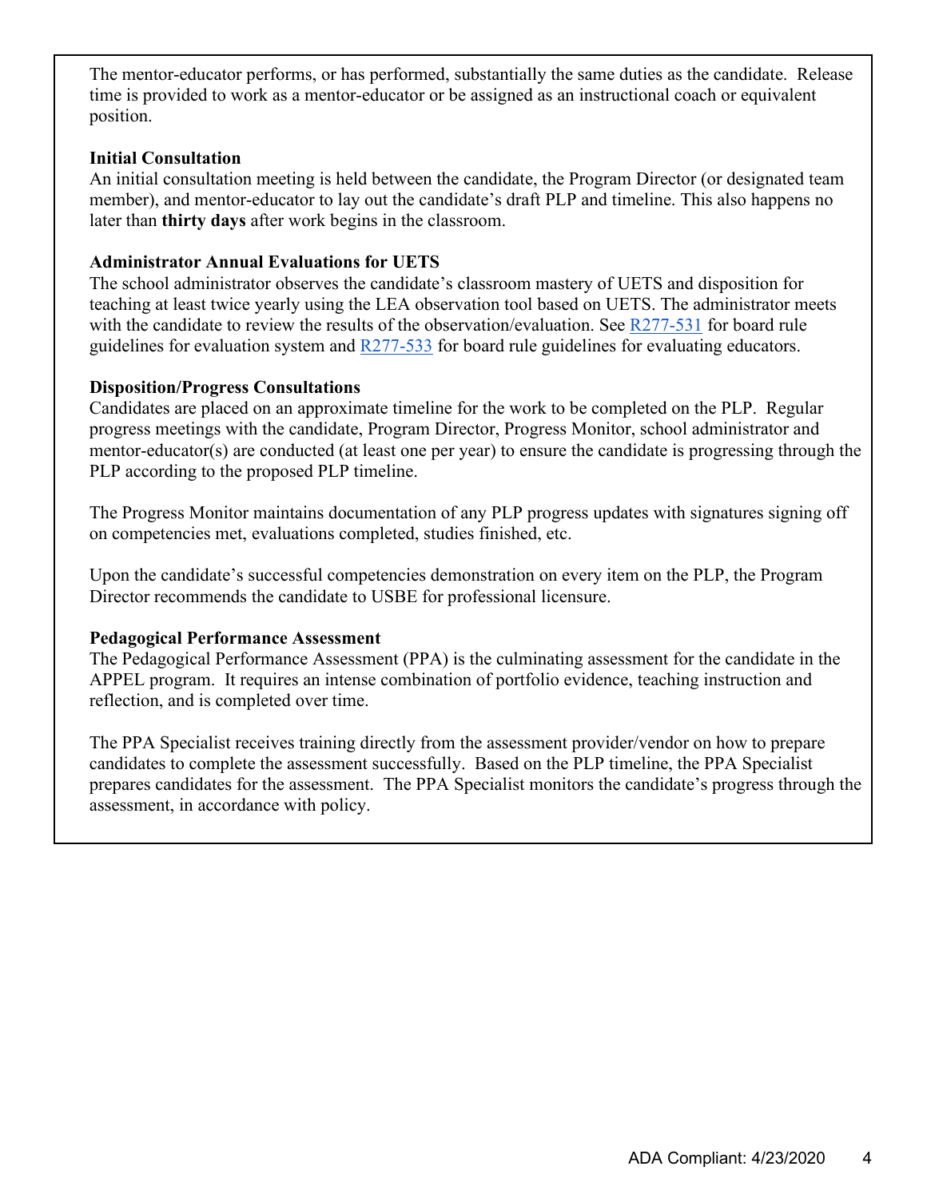The mentor-educator performs, or has performed, substantially the same duties as the candidate. Release time is provided to work as a mentor-educator or be assigned as an instructional coach or equivalent position.

**Initial Consultation**

An initial consultation meeting is held between the candidate, the Program Director (or designated team member), and mentor-educator to lay out the candidate's draft PLP and timeline. This also happens no later than **thirty days** after work begins in the classroom.

**Administrator Annual Evaluations for UETS**

The school administrator observes the candidate's classroom mastery of UETS and disposition for teaching at least twice yearly using the LEA observation tool based on UETS. The administrator meets with the candidate to review the results of the observation/evaluation. See [R277-531](R277-531) for board rule guidelines for evaluation system and [R277-533](R277-533) for board rule guidelines for evaluating educators.

**Disposition/Progress Consultations**

Candidates are placed on an approximate timeline for the work to be completed on the PLP. Regular progress meetings with the candidate, Program Director, Progress Monitor, school administrator and mentor-educator(s) are conducted (at least one per year) to ensure the candidate is progressing through the PLP according to the proposed PLP timeline.

The Progress Monitor maintains documentation of any PLP progress updates with signatures signing off on competencies met, evaluations completed, studies finished, etc.

Upon the candidate's successful competencies demonstration on every item on the PLP, the Program Director recommends the candidate to USBE for professional licensure.

**Pedagogical Performance Assessment**

The Pedagogical Performance Assessment (PPA) is the culminating assessment for the candidate in the APPEL program. It requires an intense combination of portfolio evidence, teaching instruction and reflection, and is completed over time.

The PPA Specialist receives training directly from the assessment provider/vendor on how to prepare candidates to complete the assessment successfully. Based on the PLP timeline, the PPA Specialist prepares candidates for the assessment. The PPA Specialist monitors the candidate's progress through the assessment, in accordance with policy.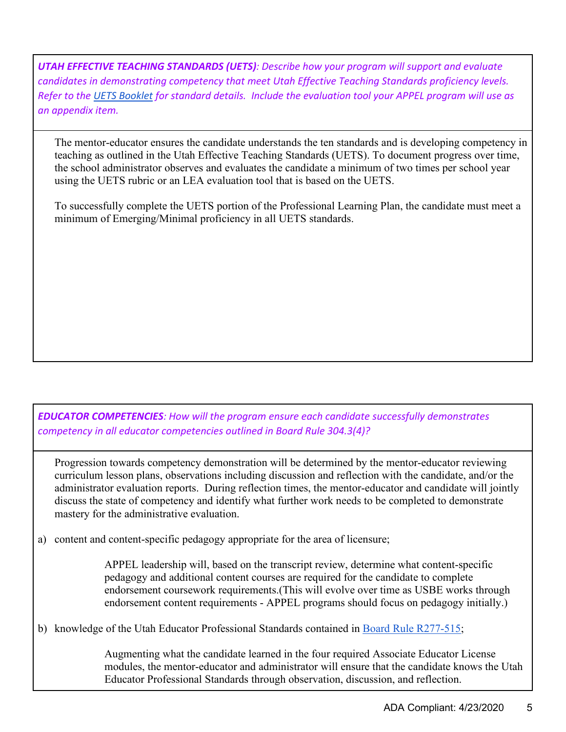***UTAH EFFECTIVE TEACHING STANDARDS (UETS)**: Describe how your program will support and evaluate candidates in demonstrating competency that meet Utah Effective Teaching Standards proficiency levels. Refer to the UETS Booklet for standard details. Include the evaluation tool your APPEL program will use as an appendix item.*

The mentor-educator ensures the candidate understands the ten standards and is developing competency in teaching as outlined in the Utah Effective Teaching Standards (UETS). To document progress over time, the school administrator observes and evaluates the candidate a minimum of two times per school year using the UETS rubric or an LEA evaluation tool that is based on the UETS.

To successfully complete the UETS portion of the Professional Learning Plan, the candidate must meet a minimum of Emerging/Minimal proficiency in all UETS standards.

***EDUCATOR COMPETENCIES**: How will the program ensure each candidate successfully demonstrates competency in all educator competencies outlined in Board Rule 304.3(4)?*

Progression towards competency demonstration will be determined by the mentor-educator reviewing curriculum lesson plans, observations including discussion and reflection with the candidate, and/or the administrator evaluation reports. During reflection times, the mentor-educator and candidate will jointly discuss the state of competency and identify what further work needs to be completed to demonstrate mastery for the administrative evaluation.

a) content and content-specific pedagogy appropriate for the area of licensure;

   APPEL leadership will, based on the transcript review, determine what content-specific pedagogy and additional content courses are required for the candidate to complete endorsement coursework requirements.(This will evolve over time as USBE works through endorsement content requirements - APPEL programs should focus on pedagogy initially.)

b) knowledge of the Utah Educator Professional Standards contained in Board Rule R277-515;

   Augmenting what the candidate learned in the four required Associate Educator License modules, the mentor-educator and administrator will ensure that the candidate knows the Utah Educator Professional Standards through observation, discussion, and reflection.

ADA Compliant: 4/23/2020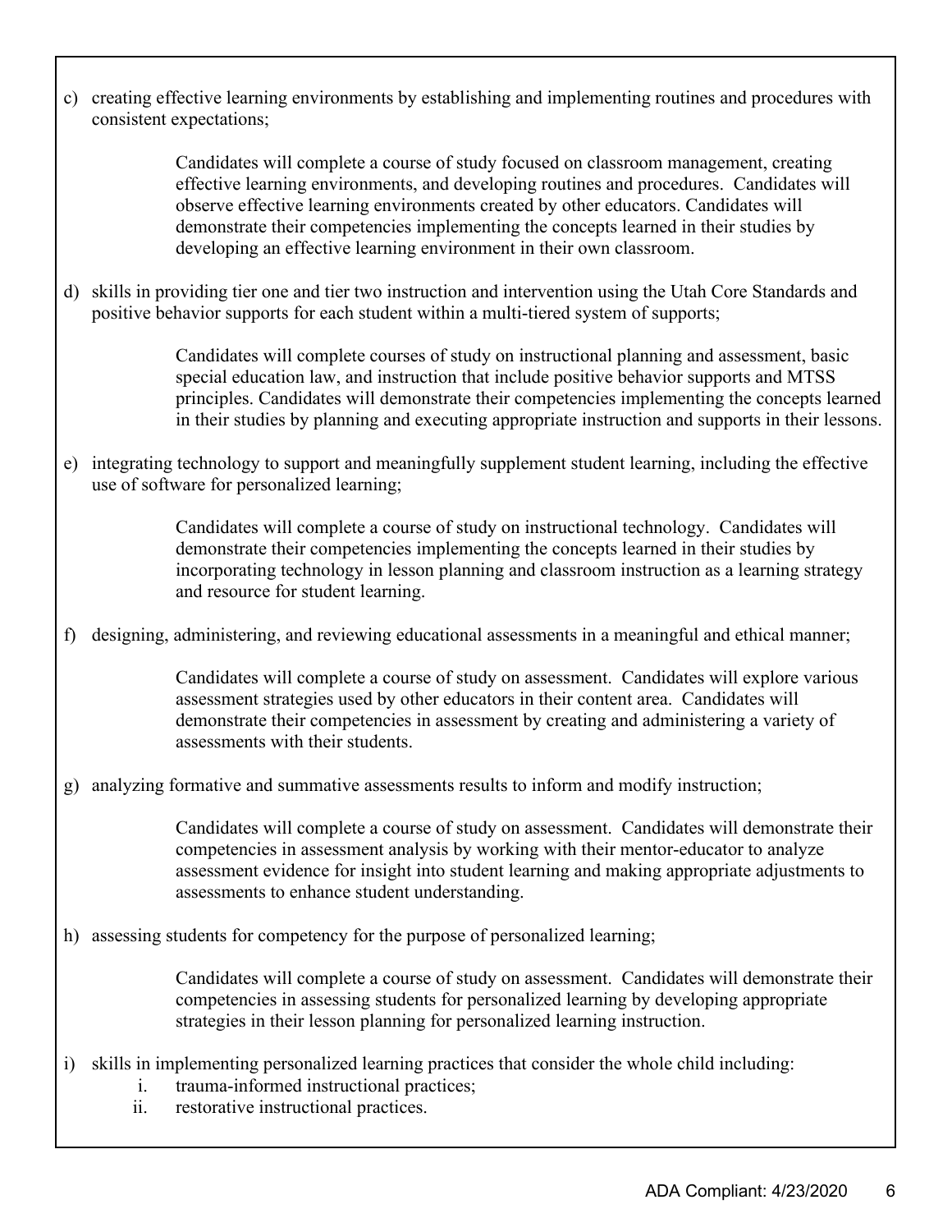c) creating effective learning environments by establishing and implementing routines and procedures with consistent expectations;

> Candidates will complete a course of study focused on classroom management, creating effective learning environments, and developing routines and procedures. Candidates will observe effective learning environments created by other educators. Candidates will demonstrate their competencies implementing the concepts learned in their studies by developing an effective learning environment in their own classroom.

d) skills in providing tier one and tier two instruction and intervention using the Utah Core Standards and positive behavior supports for each student within a multi-tiered system of supports;

> Candidates will complete courses of study on instructional planning and assessment, basic special education law, and instruction that include positive behavior supports and MTSS principles. Candidates will demonstrate their competencies implementing the concepts learned in their studies by planning and executing appropriate instruction and supports in their lessons.

e) integrating technology to support and meaningfully supplement student learning, including the effective use of software for personalized learning;

> Candidates will complete a course of study on instructional technology. Candidates will demonstrate their competencies implementing the concepts learned in their studies by incorporating technology in lesson planning and classroom instruction as a learning strategy and resource for student learning.

f) designing, administering, and reviewing educational assessments in a meaningful and ethical manner;

> Candidates will complete a course of study on assessment. Candidates will explore various assessment strategies used by other educators in their content area. Candidates will demonstrate their competencies in assessment by creating and administering a variety of assessments with their students.

g) analyzing formative and summative assessments results to inform and modify instruction;

> Candidates will complete a course of study on assessment. Candidates will demonstrate their competencies in assessment analysis by working with their mentor-educator to analyze assessment evidence for insight into student learning and making appropriate adjustments to assessments to enhance student understanding.

h) assessing students for competency for the purpose of personalized learning;

> Candidates will complete a course of study on assessment. Candidates will demonstrate their competencies in assessing students for personalized learning by developing appropriate strategies in their lesson planning for personalized learning instruction.

i) skills in implementing personalized learning practices that consider the whole child including:
   i. trauma-informed instructional practices;
   ii. restorative instructional practices.

ADA Compliant: 4/23/2020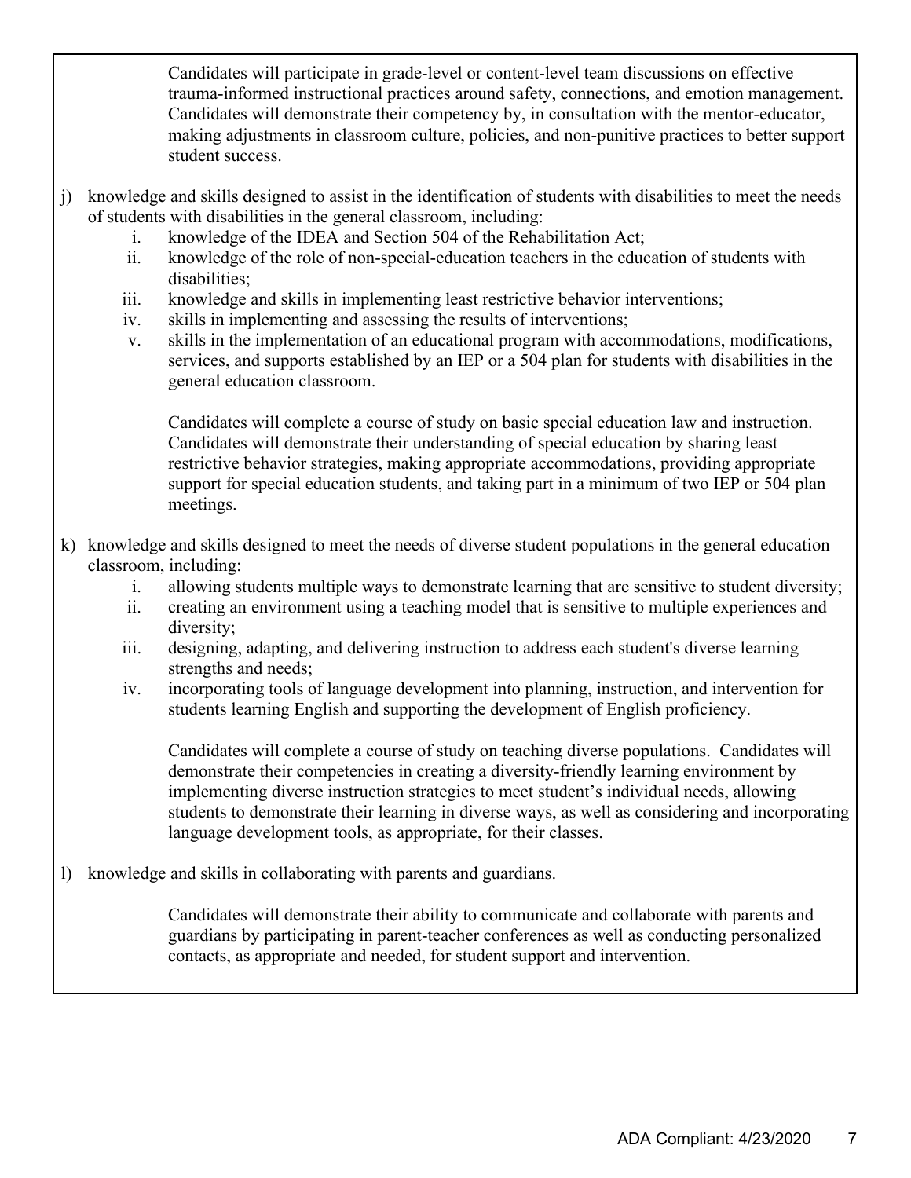Candidates will participate in grade-level or content-level team discussions on effective trauma-informed instructional practices around safety, connections, and emotion management. Candidates will demonstrate their competency by, in consultation with the mentor-educator, making adjustments in classroom culture, policies, and non-punitive practices to better support student success.

j) knowledge and skills designed to assist in the identification of students with disabilities to meet the needs of students with disabilities in the general classroom, including:
   i. knowledge of the IDEA and Section 504 of the Rehabilitation Act;
   ii. knowledge of the role of non-special-education teachers in the education of students with disabilities;
   iii. knowledge and skills in implementing least restrictive behavior interventions;
   iv. skills in implementing and assessing the results of interventions;
   v. skills in the implementation of an educational program with accommodations, modifications, services, and supports established by an IEP or a 504 plan for students with disabilities in the general education classroom.

   Candidates will complete a course of study on basic special education law and instruction. Candidates will demonstrate their understanding of special education by sharing least restrictive behavior strategies, making appropriate accommodations, providing appropriate support for special education students, and taking part in a minimum of two IEP or 504 plan meetings.

k) knowledge and skills designed to meet the needs of diverse student populations in the general education classroom, including:
   i. allowing students multiple ways to demonstrate learning that are sensitive to student diversity;
   ii. creating an environment using a teaching model that is sensitive to multiple experiences and diversity;
   iii. designing, adapting, and delivering instruction to address each student's diverse learning strengths and needs;
   iv. incorporating tools of language development into planning, instruction, and intervention for students learning English and supporting the development of English proficiency.

   Candidates will complete a course of study on teaching diverse populations. Candidates will demonstrate their competencies in creating a diversity-friendly learning environment by implementing diverse instruction strategies to meet student's individual needs, allowing students to demonstrate their learning in diverse ways, as well as considering and incorporating language development tools, as appropriate, for their classes.

l) knowledge and skills in collaborating with parents and guardians.

   Candidates will demonstrate their ability to communicate and collaborate with parents and guardians by participating in parent-teacher conferences as well as conducting personalized contacts, as appropriate and needed, for student support and intervention.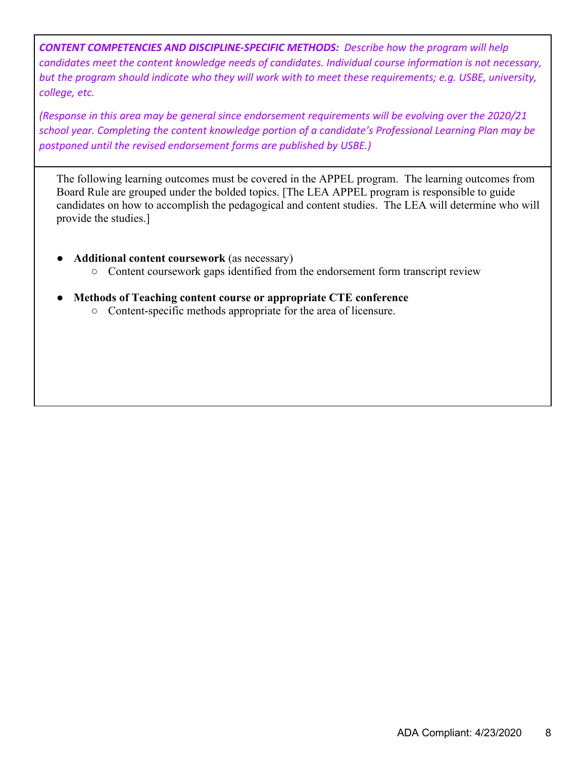***CONTENT COMPETENCIES AND DISCIPLINE-SPECIFIC METHODS:*** *Describe how the program will help candidates meet the content knowledge needs of candidates. Individual course information is not necessary, but the program should indicate who they will work with to meet these requirements; e.g. USBE, university, college, etc.*

*(Response in this area may be general since endorsement requirements will be evolving over the 2020/21 school year. Completing the content knowledge portion of a candidate's Professional Learning Plan may be postponed until the revised endorsement forms are published by USBE.)*

The following learning outcomes must be covered in the APPEL program. The learning outcomes from Board Rule are grouped under the bolded topics. [The LEA APPEL program is responsible to guide candidates on how to accomplish the pedagogical and content studies. The LEA will determine who will provide the studies.]

- **Additional content coursework** (as necessary)
  - Content coursework gaps identified from the endorsement form transcript review
- **Methods of Teaching content course or appropriate CTE conference**
  - Content-specific methods appropriate for the area of licensure.

ADA Compliant: 4/23/2020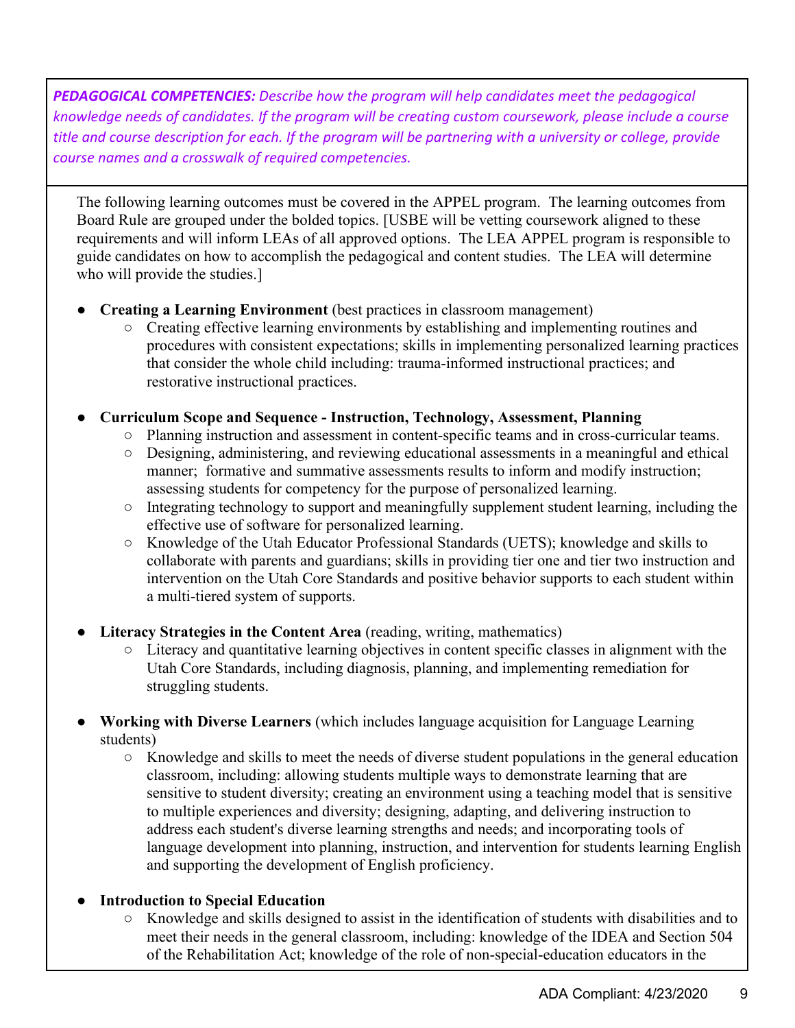***PEDAGOGICAL COMPETENCIES:** Describe how the program will help candidates meet the pedagogical knowledge needs of candidates. If the program will be creating custom coursework, please include a course title and course description for each. If the program will be partnering with a university or college, provide course names and a crosswalk of required competencies.*

The following learning outcomes must be covered in the APPEL program. The learning outcomes from Board Rule are grouped under the bolded topics. [USBE will be vetting coursework aligned to these requirements and will inform LEAs of all approved options. The LEA APPEL program is responsible to guide candidates on how to accomplish the pedagogical and content studies. The LEA will determine who will provide the studies.]

- **Creating a Learning Environment** (best practices in classroom management)
  - Creating effective learning environments by establishing and implementing routines and procedures with consistent expectations; skills in implementing personalized learning practices that consider the whole child including: trauma-informed instructional practices; and restorative instructional practices.
- **Curriculum Scope and Sequence - Instruction, Technology, Assessment, Planning**
  - Planning instruction and assessment in content-specific teams and in cross-curricular teams.
  - Designing, administering, and reviewing educational assessments in a meaningful and ethical manner; formative and summative assessments results to inform and modify instruction; assessing students for competency for the purpose of personalized learning.
  - Integrating technology to support and meaningfully supplement student learning, including the effective use of software for personalized learning.
  - Knowledge of the Utah Educator Professional Standards (UETS); knowledge and skills to collaborate with parents and guardians; skills in providing tier one and tier two instruction and intervention on the Utah Core Standards and positive behavior supports to each student within a multi-tiered system of supports.
- **Literacy Strategies in the Content Area** (reading, writing, mathematics)
  - Literacy and quantitative learning objectives in content specific classes in alignment with the Utah Core Standards, including diagnosis, planning, and implementing remediation for struggling students.
- **Working with Diverse Learners** (which includes language acquisition for Language Learning students)
  - Knowledge and skills to meet the needs of diverse student populations in the general education classroom, including: allowing students multiple ways to demonstrate learning that are sensitive to student diversity; creating an environment using a teaching model that is sensitive to multiple experiences and diversity; designing, adapting, and delivering instruction to address each student's diverse learning strengths and needs; and incorporating tools of language development into planning, instruction, and intervention for students learning English and supporting the development of English proficiency.
- **Introduction to Special Education**
  - Knowledge and skills designed to assist in the identification of students with disabilities and to meet their needs in the general classroom, including: knowledge of the IDEA and Section 504 of the Rehabilitation Act; knowledge of the role of non-special-education educators in the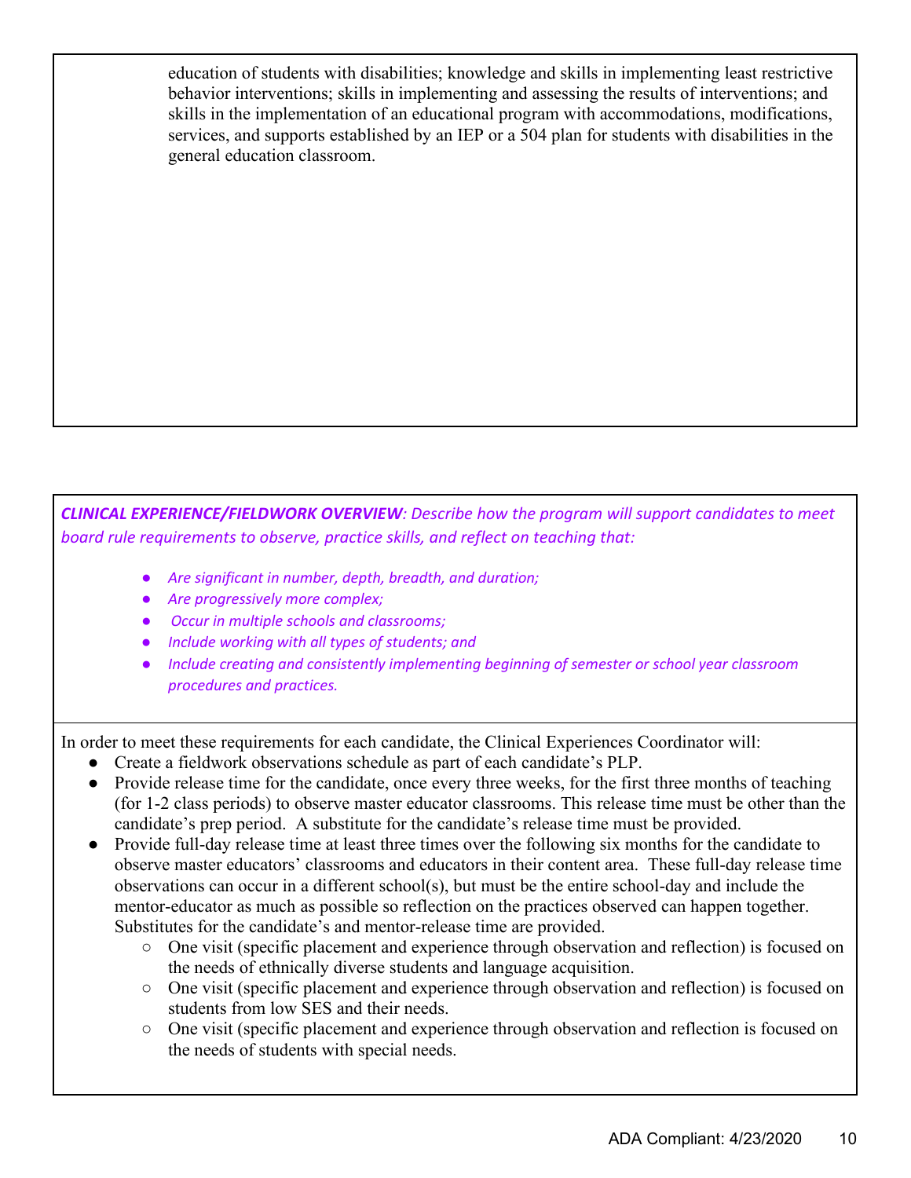education of students with disabilities; knowledge and skills in implementing least restrictive behavior interventions; skills in implementing and assessing the results of interventions; and skills in the implementation of an educational program with accommodations, modifications, services, and supports established by an IEP or a 504 plan for students with disabilities in the general education classroom.

***CLINICAL EXPERIENCE/FIELDWORK OVERVIEW****: Describe how the program will support candidates to meet board rule requirements to observe, practice skills, and reflect on teaching that:*

- *Are significant in number, depth, breadth, and duration;*
- *Are progressively more complex;*
- *Occur in multiple schools and classrooms;*
- *Include working with all types of students; and*
- *Include creating and consistently implementing beginning of semester or school year classroom procedures and practices.*

In order to meet these requirements for each candidate, the Clinical Experiences Coordinator will:

- Create a fieldwork observations schedule as part of each candidate's PLP.
- Provide release time for the candidate, once every three weeks, for the first three months of teaching (for 1-2 class periods) to observe master educator classrooms. This release time must be other than the candidate's prep period. A substitute for the candidate's release time must be provided.
- Provide full-day release time at least three times over the following six months for the candidate to observe master educators' classrooms and educators in their content area. These full-day release time observations can occur in a different school(s), but must be the entire school-day and include the mentor-educator as much as possible so reflection on the practices observed can happen together. Substitutes for the candidate's and mentor-release time are provided.
  - One visit (specific placement and experience through observation and reflection) is focused on the needs of ethnically diverse students and language acquisition.
  - One visit (specific placement and experience through observation and reflection) is focused on students from low SES and their needs.
  - One visit (specific placement and experience through observation and reflection is focused on the needs of students with special needs.

ADA Compliant: 4/23/2020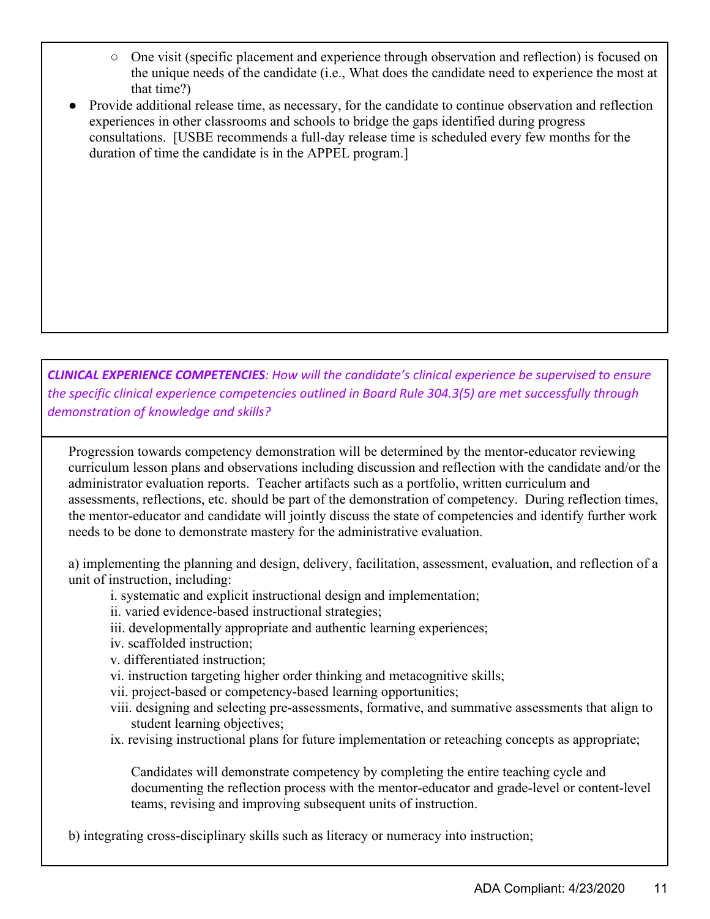- One visit (specific placement and experience through observation and reflection) is focused on the unique needs of the candidate (i.e., What does the candidate need to experience the most at that time?)
- Provide additional release time, as necessary, for the candidate to continue observation and reflection experiences in other classrooms and schools to bridge the gaps identified during progress consultations. [USBE recommends a full-day release time is scheduled every few months for the duration of time the candidate is in the APPEL program.]

***CLINICAL EXPERIENCE COMPETENCIES**: How will the candidate's clinical experience be supervised to ensure the specific clinical experience competencies outlined in Board Rule 304.3(5) are met successfully through demonstration of knowledge and skills?*

Progression towards competency demonstration will be determined by the mentor-educator reviewing curriculum lesson plans and observations including discussion and reflection with the candidate and/or the administrator evaluation reports. Teacher artifacts such as a portfolio, written curriculum and assessments, reflections, etc. should be part of the demonstration of competency. During reflection times, the mentor-educator and candidate will jointly discuss the state of competencies and identify further work needs to be done to demonstrate mastery for the administrative evaluation.

a) implementing the planning and design, delivery, facilitation, assessment, evaluation, and reflection of a unit of instruction, including:

i. systematic and explicit instructional design and implementation;
ii. varied evidence-based instructional strategies;
iii. developmentally appropriate and authentic learning experiences;
iv. scaffolded instruction;
v. differentiated instruction;
vi. instruction targeting higher order thinking and metacognitive skills;
vii. project-based or competency-based learning opportunities;
viii. designing and selecting pre-assessments, formative, and summative assessments that align to student learning objectives;
ix. revising instructional plans for future implementation or reteaching concepts as appropriate;

Candidates will demonstrate competency by completing the entire teaching cycle and documenting the reflection process with the mentor-educator and grade-level or content-level teams, revising and improving subsequent units of instruction.

b) integrating cross-disciplinary skills such as literacy or numeracy into instruction;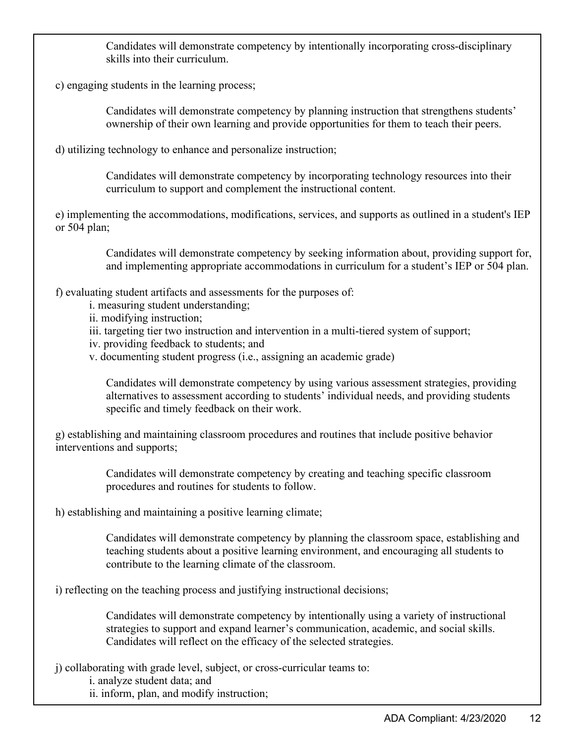Candidates will demonstrate competency by intentionally incorporating cross-disciplinary skills into their curriculum.

c) engaging students in the learning process;

> Candidates will demonstrate competency by planning instruction that strengthens students' ownership of their own learning and provide opportunities for them to teach their peers.

d) utilizing technology to enhance and personalize instruction;

> Candidates will demonstrate competency by incorporating technology resources into their curriculum to support and complement the instructional content.

e) implementing the accommodations, modifications, services, and supports as outlined in a student's IEP or 504 plan;

> Candidates will demonstrate competency by seeking information about, providing support for, and implementing appropriate accommodations in curriculum for a student's IEP or 504 plan.

f) evaluating student artifacts and assessments for the purposes of:

- i. measuring student understanding;
- ii. modifying instruction;
- iii. targeting tier two instruction and intervention in a multi-tiered system of support;
- iv. providing feedback to students; and
- v. documenting student progress (i.e., assigning an academic grade)

> Candidates will demonstrate competency by using various assessment strategies, providing alternatives to assessment according to students' individual needs, and providing students specific and timely feedback on their work.

g) establishing and maintaining classroom procedures and routines that include positive behavior interventions and supports;

> Candidates will demonstrate competency by creating and teaching specific classroom procedures and routines for students to follow.

h) establishing and maintaining a positive learning climate;

> Candidates will demonstrate competency by planning the classroom space, establishing and teaching students about a positive learning environment, and encouraging all students to contribute to the learning climate of the classroom.

i) reflecting on the teaching process and justifying instructional decisions;

> Candidates will demonstrate competency by intentionally using a variety of instructional strategies to support and expand learner's communication, academic, and social skills. Candidates will reflect on the efficacy of the selected strategies.

j) collaborating with grade level, subject, or cross-curricular teams to:

- i. analyze student data; and
- ii. inform, plan, and modify instruction;

ADA Compliant: 4/23/2020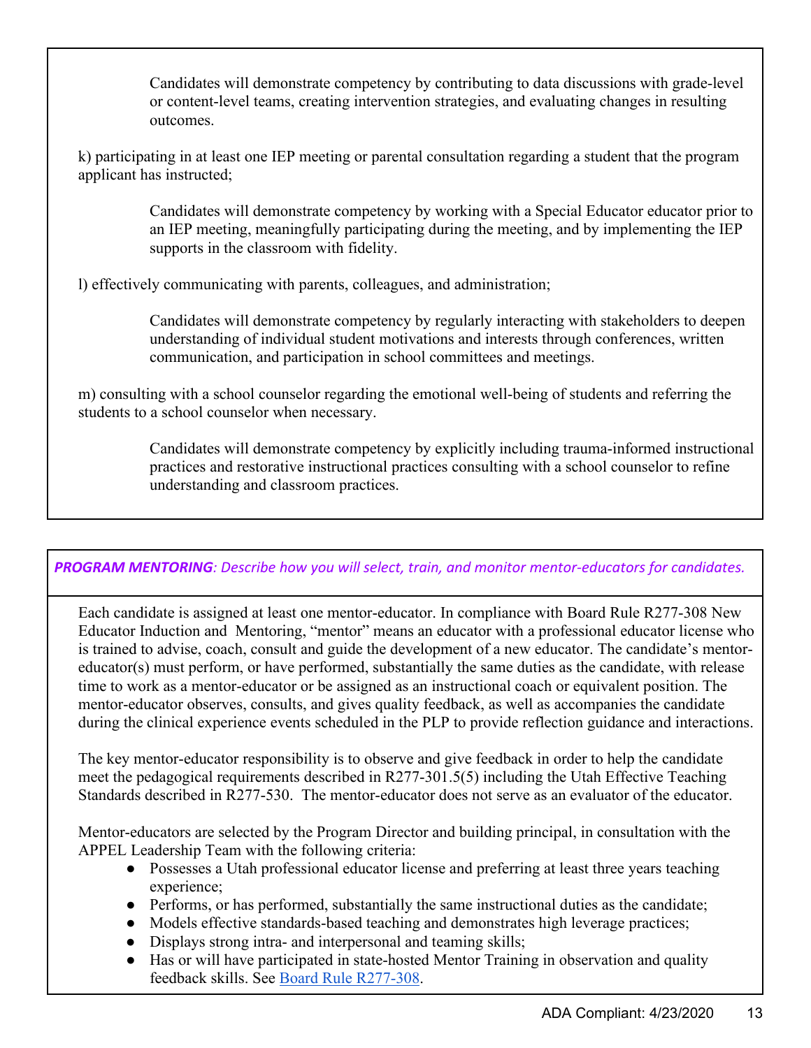Candidates will demonstrate competency by contributing to data discussions with grade-level or content-level teams, creating intervention strategies, and evaluating changes in resulting outcomes.

k) participating in at least one IEP meeting or parental consultation regarding a student that the program applicant has instructed;

Candidates will demonstrate competency by working with a Special Educator educator prior to an IEP meeting, meaningfully participating during the meeting, and by implementing the IEP supports in the classroom with fidelity.

l) effectively communicating with parents, colleagues, and administration;

Candidates will demonstrate competency by regularly interacting with stakeholders to deepen understanding of individual student motivations and interests through conferences, written communication, and participation in school committees and meetings.

m) consulting with a school counselor regarding the emotional well-being of students and referring the students to a school counselor when necessary.

Candidates will demonstrate competency by explicitly including trauma-informed instructional practices and restorative instructional practices consulting with a school counselor to refine understanding and classroom practices.

***PROGRAM MENTORING****: Describe how you will select, train, and monitor mentor-educators for candidates.*

Each candidate is assigned at least one mentor-educator. In compliance with Board Rule R277-308 New Educator Induction and Mentoring, "mentor" means an educator with a professional educator license who is trained to advise, coach, consult and guide the development of a new educator. The candidate's mentor-educator(s) must perform, or have performed, substantially the same duties as the candidate, with release time to work as a mentor-educator or be assigned as an instructional coach or equivalent position. The mentor-educator observes, consults, and gives quality feedback, as well as accompanies the candidate during the clinical experience events scheduled in the PLP to provide reflection guidance and interactions.

The key mentor-educator responsibility is to observe and give feedback in order to help the candidate meet the pedagogical requirements described in R277-301.5(5) including the Utah Effective Teaching Standards described in R277-530. The mentor-educator does not serve as an evaluator of the educator.

Mentor-educators are selected by the Program Director and building principal, in consultation with the APPEL Leadership Team with the following criteria:

- Possesses a Utah professional educator license and preferring at least three years teaching experience;
- Performs, or has performed, substantially the same instructional duties as the candidate;
- Models effective standards-based teaching and demonstrates high leverage practices;
- Displays strong intra- and interpersonal and teaming skills;
- Has or will have participated in state-hosted Mentor Training in observation and quality feedback skills. See [Board Rule R277-308](Board Rule R277-308).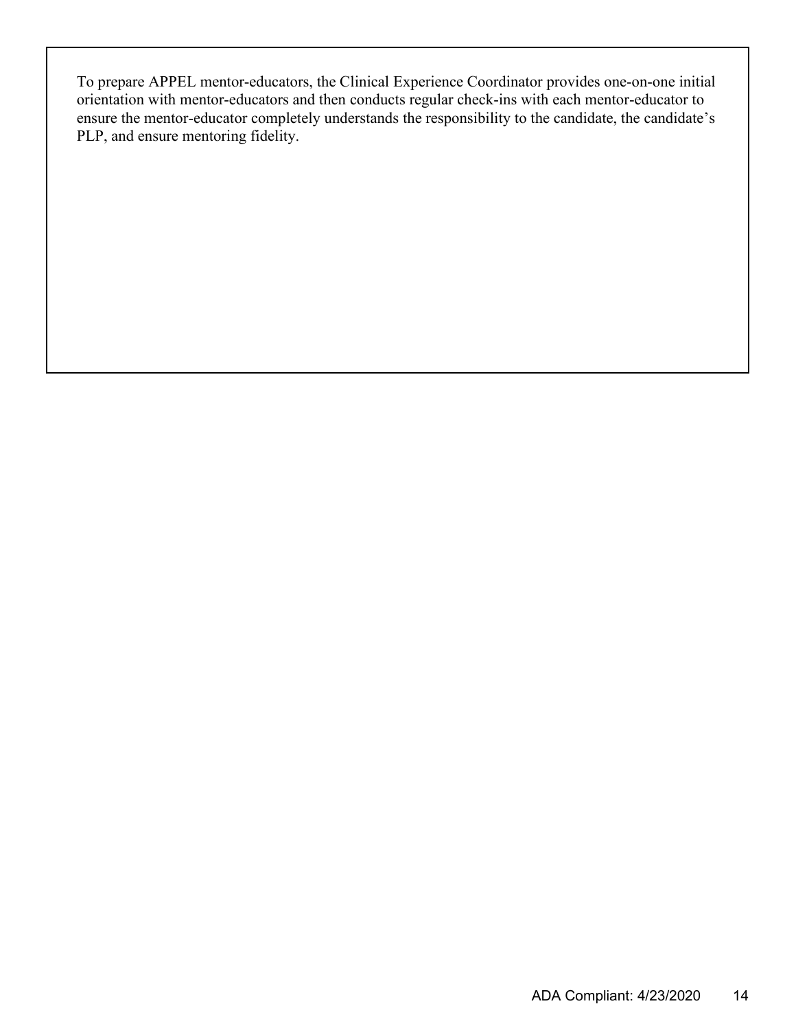To prepare APPEL mentor-educators, the Clinical Experience Coordinator provides one-on-one initial orientation with mentor-educators and then conducts regular check-ins with each mentor-educator to ensure the mentor-educator completely understands the responsibility to the candidate, the candidate's PLP, and ensure mentoring fidelity.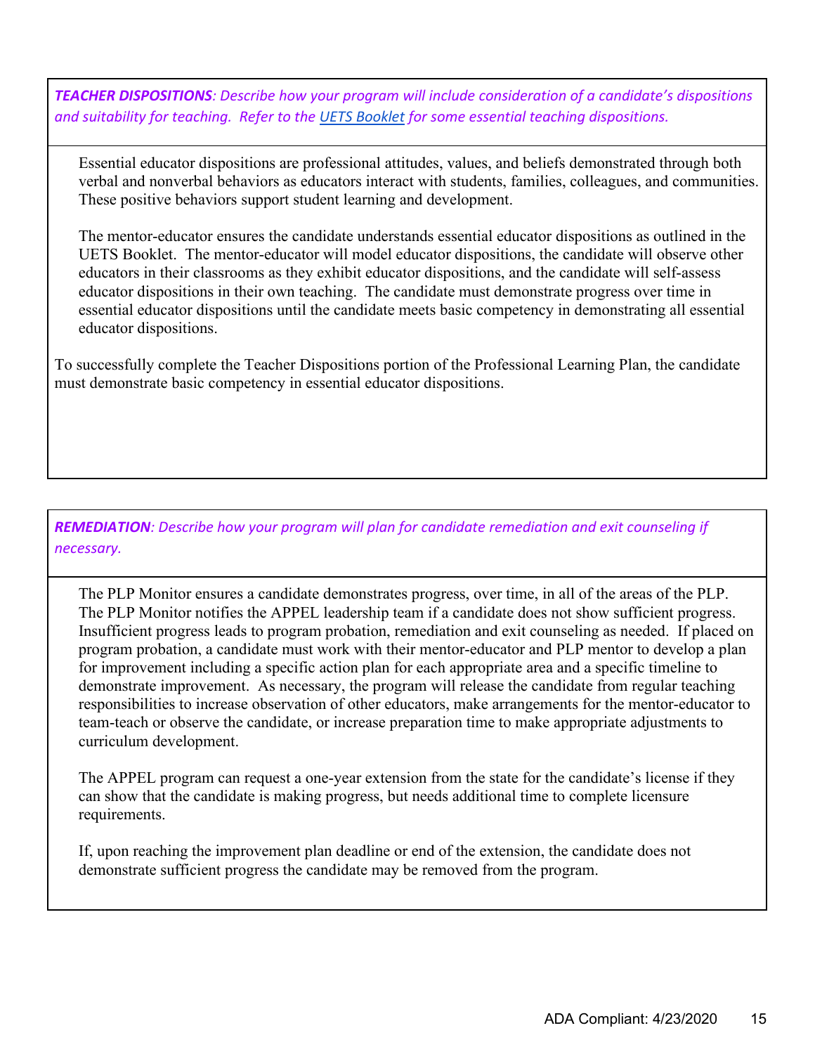***TEACHER DISPOSITIONS**: Describe how your program will include consideration of a candidate's dispositions and suitability for teaching. Refer to the [UETS Booklet] for some essential teaching dispositions.*

Essential educator dispositions are professional attitudes, values, and beliefs demonstrated through both verbal and nonverbal behaviors as educators interact with students, families, colleagues, and communities. These positive behaviors support student learning and development.

The mentor-educator ensures the candidate understands essential educator dispositions as outlined in the UETS Booklet. The mentor-educator will model educator dispositions, the candidate will observe other educators in their classrooms as they exhibit educator dispositions, and the candidate will self-assess educator dispositions in their own teaching. The candidate must demonstrate progress over time in essential educator dispositions until the candidate meets basic competency in demonstrating all essential educator dispositions.

To successfully complete the Teacher Dispositions portion of the Professional Learning Plan, the candidate must demonstrate basic competency in essential educator dispositions.

***REMEDIATION**: Describe how your program will plan for candidate remediation and exit counseling if necessary.*

The PLP Monitor ensures a candidate demonstrates progress, over time, in all of the areas of the PLP. The PLP Monitor notifies the APPEL leadership team if a candidate does not show sufficient progress. Insufficient progress leads to program probation, remediation and exit counseling as needed. If placed on program probation, a candidate must work with their mentor-educator and PLP mentor to develop a plan for improvement including a specific action plan for each appropriate area and a specific timeline to demonstrate improvement. As necessary, the program will release the candidate from regular teaching responsibilities to increase observation of other educators, make arrangements for the mentor-educator to team-teach or observe the candidate, or increase preparation time to make appropriate adjustments to curriculum development.

The APPEL program can request a one-year extension from the state for the candidate's license if they can show that the candidate is making progress, but needs additional time to complete licensure requirements.

If, upon reaching the improvement plan deadline or end of the extension, the candidate does not demonstrate sufficient progress the candidate may be removed from the program.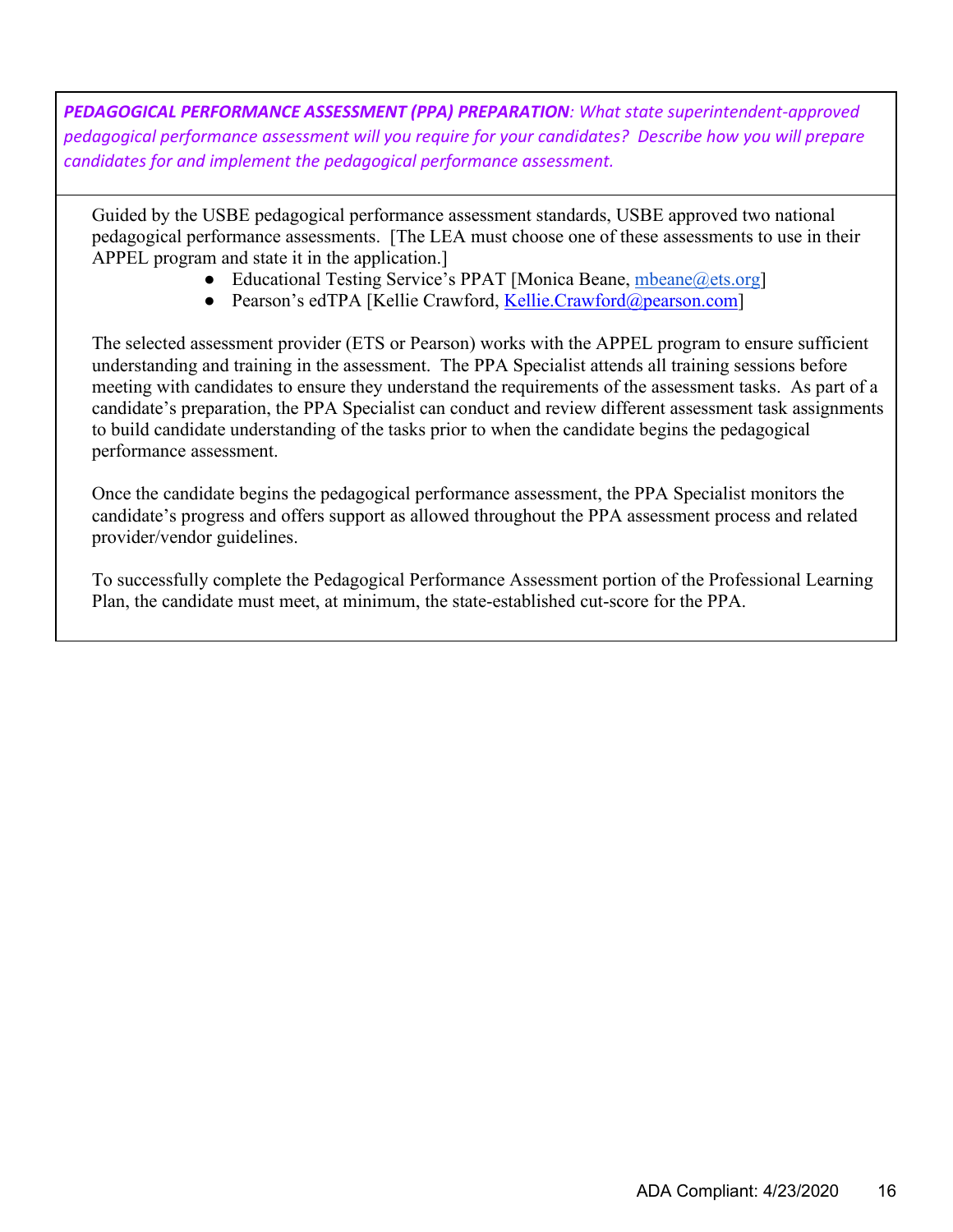***PEDAGOGICAL PERFORMANCE ASSESSMENT (PPA) PREPARATION****: What state superintendent-approved pedagogical performance assessment will you require for your candidates? Describe how you will prepare candidates for and implement the pedagogical performance assessment.*

Guided by the USBE pedagogical performance assessment standards, USBE approved two national pedagogical performance assessments. [The LEA must choose one of these assessments to use in their APPEL program and state it in the application.]

- Educational Testing Service's PPAT [Monica Beane, mbeane@ets.org]
- Pearson's edTPA [Kellie Crawford, Kellie.Crawford@pearson.com]

The selected assessment provider (ETS or Pearson) works with the APPEL program to ensure sufficient understanding and training in the assessment. The PPA Specialist attends all training sessions before meeting with candidates to ensure they understand the requirements of the assessment tasks. As part of a candidate's preparation, the PPA Specialist can conduct and review different assessment task assignments to build candidate understanding of the tasks prior to when the candidate begins the pedagogical performance assessment.

Once the candidate begins the pedagogical performance assessment, the PPA Specialist monitors the candidate's progress and offers support as allowed throughout the PPA assessment process and related provider/vendor guidelines.

To successfully complete the Pedagogical Performance Assessment portion of the Professional Learning Plan, the candidate must meet, at minimum, the state-established cut-score for the PPA.

ADA Compliant: 4/23/2020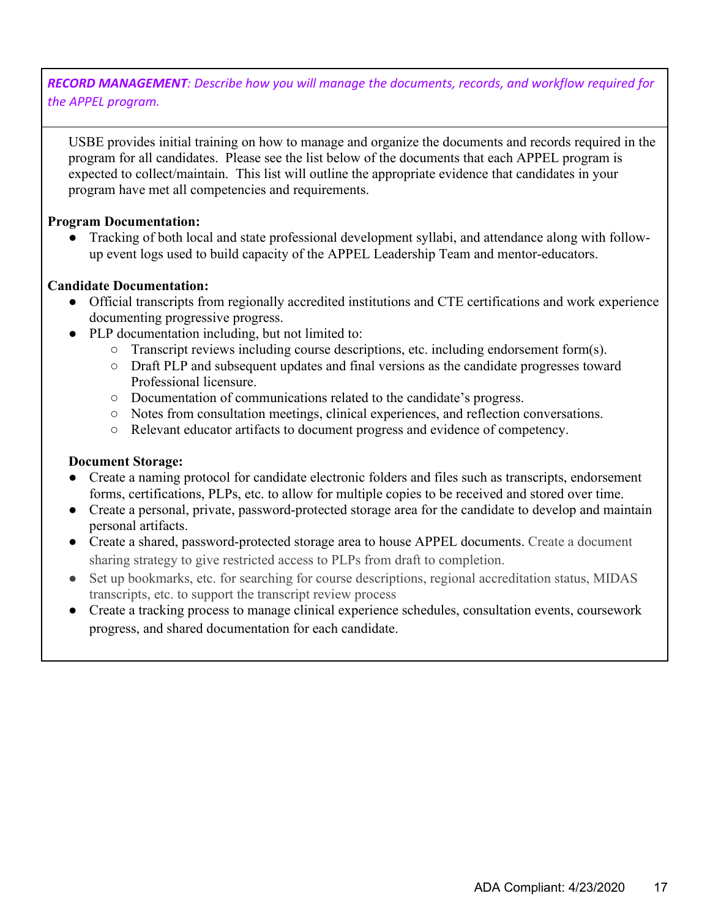***RECORD MANAGEMENT**: Describe how you will manage the documents, records, and workflow required for the APPEL program.*

USBE provides initial training on how to manage and organize the documents and records required in the program for all candidates. Please see the list below of the documents that each APPEL program is expected to collect/maintain. This list will outline the appropriate evidence that candidates in your program have met all competencies and requirements.

**Program Documentation:**

- Tracking of both local and state professional development syllabi, and attendance along with follow-up event logs used to build capacity of the APPEL Leadership Team and mentor-educators.

**Candidate Documentation:**

- Official transcripts from regionally accredited institutions and CTE certifications and work experience documenting progressive progress.
- PLP documentation including, but not limited to:
  - Transcript reviews including course descriptions, etc. including endorsement form(s).
  - Draft PLP and subsequent updates and final versions as the candidate progresses toward Professional licensure.
  - Documentation of communications related to the candidate's progress.
  - Notes from consultation meetings, clinical experiences, and reflection conversations.
  - Relevant educator artifacts to document progress and evidence of competency.

**Document Storage:**

- Create a naming protocol for candidate electronic folders and files such as transcripts, endorsement forms, certifications, PLPs, etc. to allow for multiple copies to be received and stored over time.
- Create a personal, private, password-protected storage area for the candidate to develop and maintain personal artifacts.
- Create a shared, password-protected storage area to house APPEL documents. Create a document sharing strategy to give restricted access to PLPs from draft to completion.
- Set up bookmarks, etc. for searching for course descriptions, regional accreditation status, MIDAS transcripts, etc. to support the transcript review process
- Create a tracking process to manage clinical experience schedules, consultation events, coursework progress, and shared documentation for each candidate.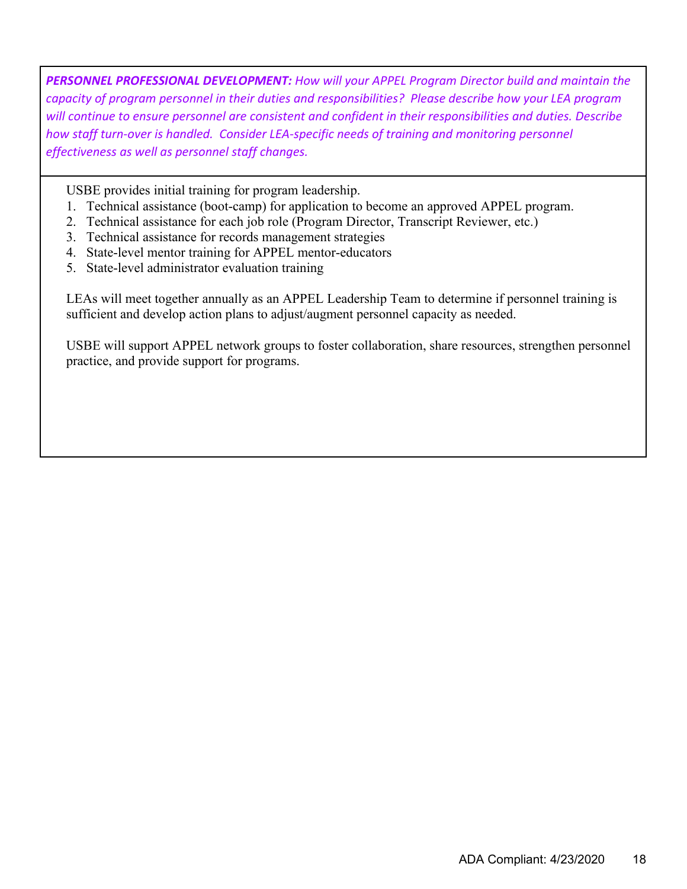***PERSONNEL PROFESSIONAL DEVELOPMENT:*** *How will your APPEL Program Director build and maintain the capacity of program personnel in their duties and responsibilities? Please describe how your LEA program will continue to ensure personnel are consistent and confident in their responsibilities and duties. Describe how staff turn-over is handled. Consider LEA-specific needs of training and monitoring personnel effectiveness as well as personnel staff changes.*

USBE provides initial training for program leadership.

1. Technical assistance (boot-camp) for application to become an approved APPEL program.
2. Technical assistance for each job role (Program Director, Transcript Reviewer, etc.)
3. Technical assistance for records management strategies
4. State-level mentor training for APPEL mentor-educators
5. State-level administrator evaluation training

LEAs will meet together annually as an APPEL Leadership Team to determine if personnel training is sufficient and develop action plans to adjust/augment personnel capacity as needed.

USBE will support APPEL network groups to foster collaboration, share resources, strengthen personnel practice, and provide support for programs.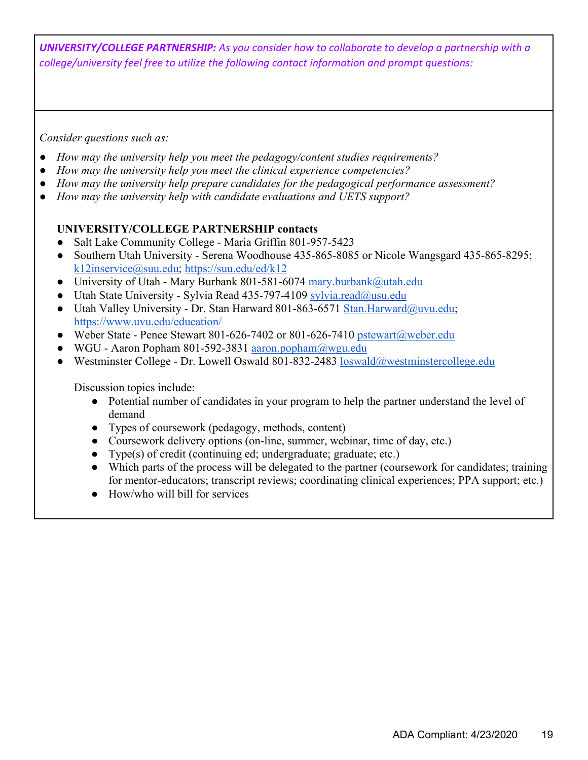***UNIVERSITY/COLLEGE PARTNERSHIP:** As you consider how to collaborate to develop a partnership with a college/university feel free to utilize the following contact information and prompt questions:*

*Consider questions such as:*

- *How may the university help you meet the pedagogy/content studies requirements?*
- *How may the university help you meet the clinical experience competencies?*
- *How may the university help prepare candidates for the pedagogical performance assessment?*
- *How may the university help with candidate evaluations and UETS support?*

**UNIVERSITY/COLLEGE PARTNERSHIP contacts**

- Salt Lake Community College - Maria Griffin 801-957-5423
- Southern Utah University - Serena Woodhouse 435-865-8085 or Nicole Wangsgard 435-865-8295; k12inservice@suu.edu; https://suu.edu/ed/k12
- University of Utah - Mary Burbank 801-581-6074 mary.burbank@utah.edu
- Utah State University - Sylvia Read 435-797-4109 sylvia.read@usu.edu
- Utah Valley University - Dr. Stan Harward 801-863-6571 Stan.Harward@uvu.edu; https://www.uvu.edu/education/
- Weber State - Penee Stewart 801-626-7402 or 801-626-7410 pstewart@weber.edu
- WGU - Aaron Popham 801-592-3831 aaron.popham@wgu.edu
- Westminster College - Dr. Lowell Oswald 801-832-2483 loswald@westminstercollege.edu

Discussion topics include:

- Potential number of candidates in your program to help the partner understand the level of demand
- Types of coursework (pedagogy, methods, content)
- Coursework delivery options (on-line, summer, webinar, time of day, etc.)
- Type(s) of credit (continuing ed; undergraduate; graduate; etc.)
- Which parts of the process will be delegated to the partner (coursework for candidates; training for mentor-educators; transcript reviews; coordinating clinical experiences; PPA support; etc.)
- How/who will bill for services